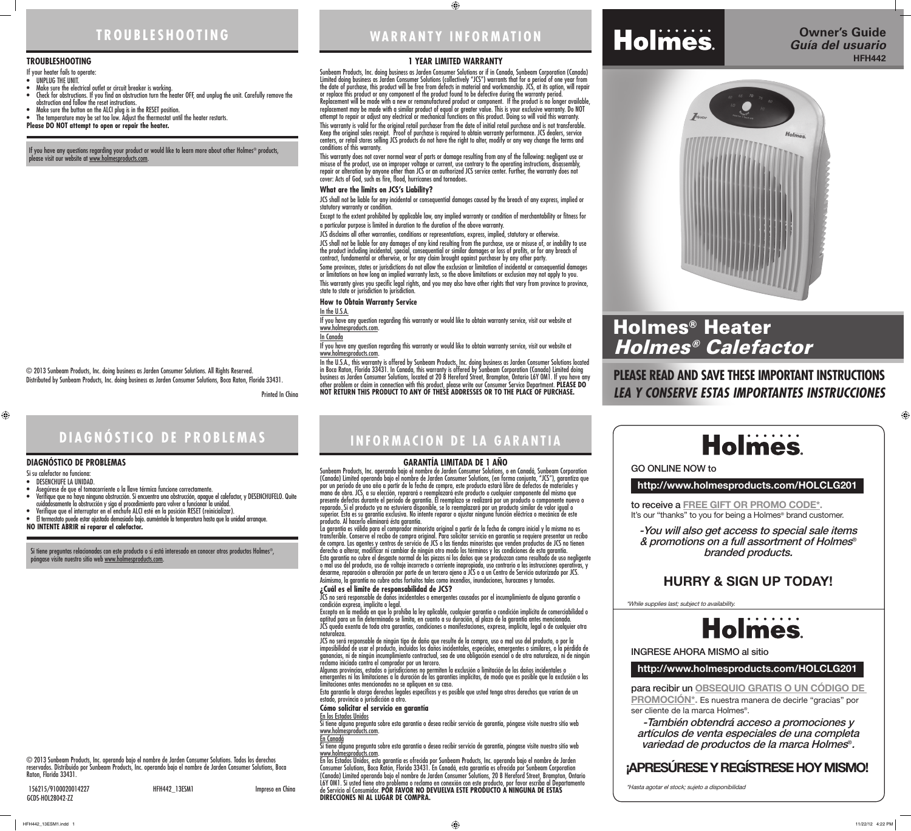# TROUBLESHOOTING

### TROUBLESHOOTING

If your heater fails to operate:

- UNPLUG THE UNIT.
- Make sure the electrical outlet or circuit breaker is working.
- Check for obstructions. If you find an obstruction turn the heater OFF, and unplug the unit. Carefully remove the obstruction and follow the reset instructions.
- Make sure the button on the ALCI plug is in the RESET position.
- The temperature may be set too low. Adjust the thermostat until the heater restarts.

**Please DO NOT attempt to open or repair the heater.**

If you have any questions regarding your product or would like to learn more about other Holmes® products, please visit our website at www.holmesproducts.com.

© 2013 Sunbeam Products, Inc. doing business as Jarden Consumer Solutions. All Rights Reserved.
Distributed by Sunbeam Products, Inc. doing business as Jarden Consumer Solutions, Boca Raton, Florida 33431.

Printed In China

# WARRANTY INFORMATION

### 1 YEAR LIMITED WARRANTY

Sunbeam Products, Inc. doing business as Jarden Consumer Solutions or if in Canada, Sunbeam Corporation (Canada) Limited doing business as Jarden Consumer Solutions (collectively "JCS") warrants that for a period of one year from the date of purchase, this product will be free from defects in material and workmanship. JCS, at its option, will repair or replace this product or any component of the product found to be defective during the warranty period. Replacement will be made with a new or remanufactured product or component. If the product is no longer available, replacement may be made with a similar product of equal or greater value. This is your exclusive warranty. Do NOT attempt to repair or adjust any electrical or mechanical functions on this product. Doing so will void this warranty.

This warranty is valid for the original retail purchaser from the date of initial retail purchase and is not transferable. Keep the original sales receipt. Proof of purchase is required to obtain warranty performance. JCS dealers, service centers, or retail stores selling JCS products do not have the right to alter, modify or any way change the terms and conditions of this warranty.

This warranty does not cover normal wear of parts or damage resulting from any of the following: negligent use or misuse of the product, use on improper voltage or current, use contrary to the operating instructions, disassembly, repair or alteration by anyone other than JCS or an authorized JCS service center. Further, the warranty does not cover: Acts of God, such as fire, flood, hurricanes and tornadoes.

**What are the limits on JCS's Liability?**

JCS shall not be liable for any incidental or consequential damages caused by the breach of any express, implied or statutory warranty or condition.

Except to the extent prohibited by applicable law, any implied warranty or condition of merchantability or fitness for a particular purpose is limited in duration to the duration of the above warranty.

JCS disclaims all other warranties, conditions or representations, express, implied, statutory or otherwise.

JCS shall not be liable for any damages of any kind resulting from the purchase, use or misuse of, or inability to use the product including incidental, special, consequential or similar damages or loss of profits, or for any breach of contract, fundamental or otherwise, or for any claim brought against purchaser by any other party.

Some provinces, states or jurisdictions do not allow the exclusion or limitation of incidental or consequential damages or limitations on how long an implied warranty lasts, so the above limitations or exclusion may not apply to you.

This warranty gives you specific legal rights, and you may also have other rights that vary from province to province, state to state or jurisdiction to jurisdiction.

**How to Obtain Warranty Service**

In the U.S.A.

If you have any question regarding this warranty or would like to obtain warranty service, visit our website at www.holmesproducts.com.

In Canada

If you have any question regarding this warranty or would like to obtain warranty service, visit our website at www.holmesproducts.com.

In the U.S.A., this warranty is offered by Sunbeam Products, Inc. doing business as Jarden Consumer Solutions located in Boca Raton, Florida 33431. In Canada, this warranty is offered by Sunbeam Corporation (Canada) Limited doing business as Jarden Consumer Solutions, located at 20 B Hereford Street, Brampton, Ontario L6Y 0M1. If you have any other problem or claim in connection with this product, please write our Consumer Service Department. **PLEASE DO NOT RETURN THIS PRODUCT TO ANY OF THESE ADDRESSES OR TO THE PLACE OF PURCHASE.**

# Holmes®

**Owner's Guide**
***Guía del usuario***
**HFH442**

# Holmes® Heater
# *Holmes® Calefactor*

**PLEASE READ AND SAVE THESE IMPORTANT INSTRUCTIONS**
***LEA Y CONSERVE ESTAS IMPORTANTES INSTRUCCIONES***

# DIAGNÓSTICO DE PROBLEMAS

### DIAGNÓSTICO DE PROBLEMAS

Si su calefactor no funciona:

- DESENCHUFE LA UNIDAD.
- Asegúrese de que el tomacorriente o la llave térmica funcione correctamente.
- Verifique que no haya ninguna obstrucción. Si encuentra una obstrucción, apague el calefactor, y DESENCHUFELO. Quite cuidadosamente la obstrucción y siga el procedimiento para volver a funcionar la unidad.
- Verifique que el interruptor en el enchufe ALCI esté en la posición RESET (reinicializar).
- El termostato puede estar ajustado demasiado bajo. auméntele la temperatura hasta que la unidad arranque.

**NO INTENTE ABRIR ni reparar el calefactor.**

Si tiene preguntas relacionadas con este producto o si está interesado en conocer otros productos Holmes®, póngase visite nuestro sitio web www.holmesproducts.com.

© 2013 Sunbeam Products, Inc. operando bajo el nombre de Jarden Consumer Solutions. Todos los derechos reservados. Distribuido por Sunbeam Products, Inc. operando bajo el nombre de Jarden Consumer Solutions, Boca Raton, Florida 33431.

156215/9100020014227 HFH442_13ESM1 Impreso en China
GCDS-HOL28042-ZZ

# INFORMACION DE LA GARANTIA

### GARANTÍA LIMITADA DE 1 AÑO

Sunbeam Products, Inc. operando bajo el nombre de Jarden Consumer Solutions, o en Canadá, Sunbeam Corporation (Canada) Limited operando bajo el nombre de Jarden Consumer Solutions, (en forma conjunta, "JCS"), garantiza que por un período de uno año a partir de la fecha de compra, este producto estará libre de defectos de materiales y mano de obra. JCS, a su elección, reparará o reemplazará este producto o cualquier componente del mismo que presente defectos durante el período de garantía. El reemplazo se realizará por un producto o componente nuevo o reparado. Si el producto ya no estuviera disponible, se lo reemplazará por uno similar de valor igual o superior. Ésta es su garantía exclusiva. No intente reparar o ajustar ninguna función eléctrica o mecánica de este producto. Al hacerlo elimínará ésta garantía.

La garantía es válida para el comprador minorista original a partir de la fecha de compra inicial y la misma no es transferible. Conserve el recibo de compra original. Para solicitar servicio en garantía se requiere presentar un recibo de compra. Los agentes y centros de servicio de JCS o las tiendas minoristas que venden productos de JCS no tienen derecho a alterar, modificar ni cambiar de ningún otro modo los términos y las condiciones de esta garantía.

Esta garantía no cubre el desgaste normal de las piezas ni los daños que se produzcan como resultado de uso negligente o mal uso del producto, uso de voltaje incorrecto o corriente inapropiada, uso contrario a las instrucciones operativas, y desarme, reparación o alteración por parte de un tercero ajeno a JCS o a un Centro de Servicio autorizado por JCS. Asimismo, la garantía no cubre actos fortuitos tales como incendios, inundaciones, huracanes y tornados.

**¿Cuál es el límite de responsabilidad de JCS?**

JCS no será responsable de daños incidentales o emergentes causados por el incumplimiento de alguna garantía o condición expresa, implícita o legal.

Excepto en la medida en que lo prohiba la ley aplicable, cualquier garantía o condición implícita de comerciabilidad o aptitud para un fin determinado se limita, en cuanto a su duración, al plazo de la garantía antes mencionada.

JCS queda exenta de todo otra garantías, condiciones o manifestaciones, expresa, implícita, legal o de cualquier otra naturaleza.

JCS no será responsable de ningún tipo de daño que resulte de la compra, uso o mal uso del producto, o por la imposibilidad de usar el producto, incluidos los daños incidentales, especiales, emergentes o similares, o la pérdida de ganancias, ni de ningún incumplimiento contractual, sea de una obligación esencial o de otra naturaleza, ni de ningún reclamo iniciado contra el comprador por un tercero.

Algunas provincias, estados o jurisdicciones no permiten la exclusión o limitación de los daños incidentales o emergentes ni las limitaciones a la duración de las garantías implícitas, de modo que es posible que la exclusión o las limitaciones antes mencionadas no se apliquen en su caso.

Esta garantía le otorga derechos legales específicos y es posible que usted tenga otros derechos que varían de un estado, provincia o jurisdicción a otro.

**Cómo solicitar el servicio en garantía**

En los Estados Unidos

Si tiene alguna pregunta sobre esta garantía o desea recibir servicio de garantía, póngase visite nuestro sitio web www.holmesproducts.com.

En Canadá

Si tiene alguna pregunta sobre esta garantía o desea recibir servicio de garantía, póngase visite nuestro sitio web www.holmesproducts.com.

En los Estados Unidos, esta garantía es ofrecida por Sunbeam Products, Inc. operando bajo el nombre de Jarden Consumer Solutions, Boca Ratón, Florida 33431. En Canadá, esta garantía es ofrecida por Sunbeam Corporation (Canada) Limited operando bajo el nombre de Jarden Consumer Solutions, 20 B Hereford Street, Brampton, Ontario L6Y 0M1. Si usted tiene otro problema o reclamo en conexión con este producto, por favor escriba al Departamento de Servicio al Consumidor. **POR FAVOR NO DEVUELVA ESTE PRODUCTO A NINGUNA DE ESTAS DIRECCIONES NI AL LUGAR DE COMPRA.**

# Holmes®

GO ONLINE NOW to

**http://www.holmesproducts.com/HOLCLG201**

to receive a **FREE GIFT OR PROMO CODE***.
It's our "thanks" to you for being a Holmes® brand customer.

***-You will also get access to special sale items & promotions on a full assortment of Holmes® branded products.***

## HURRY & SIGN UP TODAY!

*\*While supplies last; subject to availability.*

# Holmes®

INGRESE AHORA MISMO al sitio

**http://www.holmesproducts.com/HOLCLG201**

para recibir un **OBSEQUIO GRATIS O UN CÓDIGO DE PROMOCIÓN***. Es nuestra manera de decirle "gracias" por ser cliente de la marca Holmes®.

***-También obtendrá acceso a promociones y artículos de venta especiales de una completa variedad de productos de la marca Holmes®.***

## ¡APRESÚRESE Y REGÍSTRESE HOY MISMO!

*\*Hasta agotar el stock; sujeto a disponibilidad*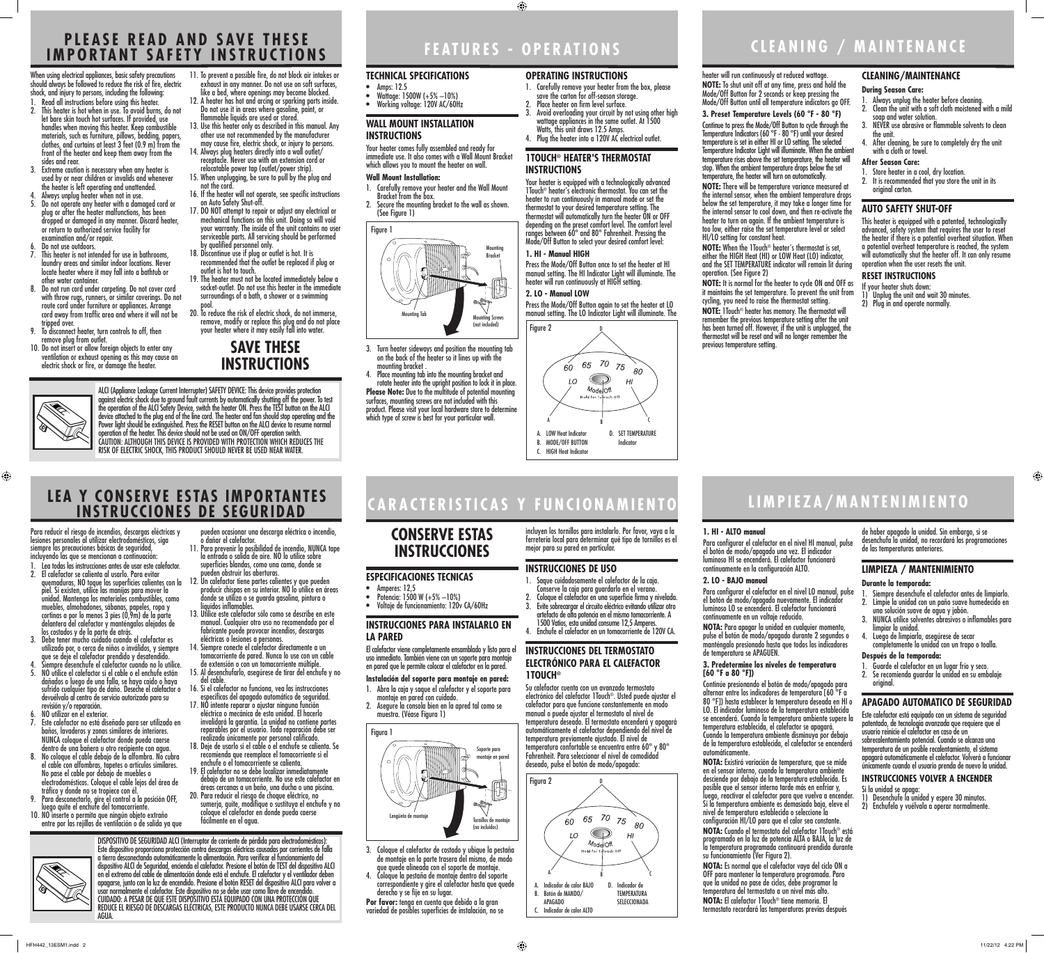# PLEASE READ AND SAVE THESE IMPORTANT SAFETY INSTRUCTIONS

When using electrical appliances, basic safety precautions should always be followed to reduce the risk of fire, electric shock, and injury to persons, including the following:

1. Read all instructions before using this heater.
2. This heater is hot when in use. To avoid burns, do not let bare skin touch hot surfaces. If provided, use handles when moving this heater. Keep combustible materials, such as furniture, pillows, bedding, papers, clothes, and curtains at least 3 feet (0.9 m) from the front of the heater and keep them away from the sides and rear.
3. Extreme caution is necessary when any heater is used by or near children or invalids and whenever the heater is left operating and unattended.
4. Always unplug heater when not in use.
5. Do not operate any heater with a damaged cord or plug or after the heater malfunctions, has been dropped or damaged in any manner. Discard heater, or return to authorized service facility for examination and/or repair.
6. Do not use outdoors.
7. This heater is not intended for use in bathrooms, laundry areas and similar indoor locations. Never locate heater where it may fall into a bathtub or other water container.
8. Do not run cord under carpeting. Do not cover cord with throw rugs, runners, or similar coverings. Do not route cord under furniture or appliances. Arrange cord away from traffic area and where it will not be tripped over.
9. To disconnect heater, turn controls to off, then remove plug from outlet.
10. Do not insert or allow foreign objects to enter any ventilation or exhaust opening as this may cause an electric shock or fire, or damage the heater.
11. To prevent a possible fire, do not block air intakes or exhaust in any manner. Do not use on soft surfaces, like a bed, where openings may become blocked.
12. A heater has hot and arcing or sparking parts inside. Do not use it in areas where gasoline, paint, or flammable liquids are used or stored.
13. Use this heater only as described in this manual. Any other use not recommended by the manufacturer may cause fire, electric shock, or injury to persons.
14. Always plug heaters directly into a wall outlet/receptacle. Never use with an extension cord or relocatable power tap (outlet/power strip).
15. When unplugging, be sure to pull by the plug and not the cord.
16. If the heater will not operate, see specific instructions on Auto Safety Shut-off.
17. DO NOT attempt to repair or adjust any electrical or mechanical functions on this unit. Doing so will void your warranty. The inside of the unit contains no user serviceable parts. All servicing should be performed by qualified personnel only.
18. Discontinue use if plug or outlet is hot. It is recommended that the outlet be replaced if plug or outlet is hot to touch.
19. The heater must not be located immediately below a socket-outlet. Do not use this heater in the immediate surroundings of a bath, a shower or a swimming pool.
20. To reduce the risk of electric shock, do not immerse, remove, modify or replace this plug and do not place your heater where it may easily fall into water.

## SAVE THESE INSTRUCTIONS

ALCI (Appliance Leakage Current Interrupter) SAFETY DEVICE: This device provides protection against electric shock due to ground fault currents by automatically shutting off the power. To test the operation of the ALCI Safety Device, switch the heater ON. Press the TEST button on the ALCI device attached to the plug end of the line cord. The heater and fan should stop operating and the Power light should be extinguished. Press the RESET button on the ALCI device to resume normal operation of the heater. This device should not be used on ON/OFF operation switch.
CAUTION: ALTHOUGH THIS DEVICE IS PROVIDED WITH PROTECTION WHICH REDUCES THE RISK OF ELECTRIC SHOCK, THIS PRODUCT SHOULD NEVER BE USED NEAR WATER.

# FEATURES - OPERATIONS

### TECHNICAL SPECIFICATIONS

- Amps: 12.5
- Wattage: 1500W (+5% –10%)
- Working voltage: 120V AC/60Hz

### WALL MOUNT INSTALLATION INSTRUCTIONS

Your heater comes fully assembled and ready for immediate use. It also comes with a Wall Mount Bracket which allows you to mount the heater on wall.

**Wall Mount Installation:**

1. Carefully remove your heater and the Wall Mount Bracket from the box.
2. Secure the mounting bracket to the wall as shown. (See Figure 1)

Figure 1

Mounting Bracket
Mounting Tab
Mounting Screws (not included)

3. Turn heater sideways and position the mounting tab on the back of the heater so it lines up with the mounting bracket .
4. Place mounting tab into the mounting bracket and rotate heater into the upright position to lock it in place.

**Please Note:** Due to the multitude of potential mounting surfaces, mounting screws are not included with this product. Please visit your local hardware store to determine which type of screw is best for your particular wall.

### OPERATING INSTRUCTIONS

1. Carefully remove your heater from the box, please save the carton for off-season storage.
2. Place heater on firm level surface.
3. Avoid overloading your circuit by not using other high wattage appliances in the same outlet. At 1500 Watts, this unit draws 12.5 Amps.
4. Plug the heater into a 120V AC electrical outlet.

### 1TOUCH® HEATER'S THERMOSTAT INSTRUCTIONS

Your heater is equipped with a technologically advanced 1Touch® heater's electronic thermostat. You can set the heater to run continuously in manual mode or set the thermostat to your desired temperature setting. The thermostat will automatically turn the heater ON or OFF depending on the preset comfort level. The comfort level ranges between 60° and 80° Fahrenheit. Pressing the Mode/Off Button to select your desired comfort level:

**1. HI - Manual HIGH**

Press the Mode/Off Button once to set the heater at HI manual setting. The HI Indicator Light will illuminate. The heater will run continuously at HIGH setting.

**2. LO - Manual LOW**

Press the Mode/Off Button again to set the heater at LO manual setting. The LO Indicator Light will illuminate. The heater will run continuously at reduced wattage.

**NOTE:** To shut unit off at any time, press and hold the Mode/Off Button for 2 seconds or keep pressing the Mode/Off Button until all temperature indicators go OFF.

Figure 2

D
60 65 70 75 80
LO HI
Mode/Off
Hold for 1-Touch Off
A B C

A. LOW Heat Indicator
B. MODE/OFF BUTTON
C. HIGH Heat Indicator
D. SET TEMPERATURE Indicator

**3. Preset Temperature Levels (60 °F - 80 °F)**

Continue to press the Mode/Off Button to cycle through the Temperature Indicators (60 °F - 80 °F) until your desired temperature is set in either HI or LO setting. The selected Temperature Indicator Light will illuminate. When the ambient temperature rises above the set temperature, the heater will stop. When the ambient temperature drops below the set temperature, the heater will turn on automatically.

**NOTE:** There will be temperature variance measured at the internal sensor, when the ambient temperature drops below the set temperature, it may take a longer time for the internal sensor to cool down, and then re-activate the heater to turn on again. If the ambient temperature is too low, either raise the set temperature level or select HI/LO setting for constant heat.

**NOTE:** When the 1Touch® heater's thermostat is set, either the HIGH Heat (HI) or LOW Heat (LO) indicator, and the SET TEMPERATURE indicator will remain lit during operation. (See Figure 2)

**NOTE:** It is normal for the heater to cycle ON and OFF as it maintains the set temperature. To prevent the unit from cycling, you need to raise the thermostat setting.

**NOTE:** 1Touch® heater has memory. The thermostat will remember the previous temperature setting after the unit has been turned off. However, if the unit is unplugged, the thermostat will be reset and will no longer remember the previous temperature setting.

# CLEANING / MAINTENANCE

### CLEANING/MAINTENANCE

**During Season Care:**

1. Always unplug the heater before cleaning.
2. Clean the unit with a soft cloth moistened with a mild soap and water solution.
3. NEVER use abrasive or flammable solvents to clean the unit.
4. After cleaning, be sure to completely dry the unit with a cloth or towel.

**After Season Care:**

1. Store heater in a cool, dry location.
2. It is recommended that you store the unit in its original carton.

### AUTO SAFETY SHUT-OFF

This heater is equipped with a patented, technologically advanced, safety system that requires the user to reset the heater if there is a potential overheat situation. When a potential overheat temperature is reached, the system will automatically shut the heater off. It can only resume operation when the user resets the unit.

### RESET INSTRUCTIONS

If your heater shuts down:
1) Unplug the unit and wait 30 minutes.
2) Plug in and operate normally.

# LEA Y CONSERVE ESTAS IMPORTANTES INSTRUCCIONES DE SEGURIDAD

Para reducir el riesgo de incendios, descargas eléctricas y lesiones personales al utilizar electrodomésticos, siga siempre las precauciones básicas de seguridad, incluyendo las que se mencionan a continuación:

1. Lea todas las instrucciones antes de usar este calefactor.
2. El calefactor se calienta al usarlo. Para evitar quemaduras, NO toque las superficies calientes con la piel. Si existen, utilice las manijas para mover la unidad. Mantenga los materiales combustibles, como muebles, almohadones, sábanas, papeles, ropa y cortinas a por lo menos 3 pies (0,9m) de la parte delantera del calefactor y manténgalos alejados de los costados y de la parte de atrás.
3. Debe tener mucho cuidado cuando el calefactor es utilizado por, o cerca de niños o inválidos, y siempre que se deje el calefactor prendido y desatendido.
4. Siempre desenchufe el calefactor cuando no lo utilice.
5. NO utilice el calefactor si el cable o el enchufe están dañados o luego de una falla, se haya caído o haya sufrido cualquier tipo de daño. Deseche el calefactor o devuélvalo al centro de servicio autorizado para su revisión y/o reparación.
6. NO utilizar en el exterior.
7. Este calefactor no está diseñado para ser utilizado en baños, lavaderos y zonas similares de interiores. NUNCA coloque el calefactor donde pueda caerse dentro de una bañera u otro recipiente con agua.
8. No coloque el cable debajo de la alfombra. No cubra el cable con alfombras, tapetes o artículos similares. No pase el cable por debajo de muebles o electrodomésticos. Coloque el cable lejos del área de tráfico y donde no se tropiece con él.
9. Para desconectarlo, gire el control a la posición OFF, luego quite el enchufe del tomacorriente.
10. NO inserte o permita que ningún objeto extraño entre por las rejillas de ventilación o de salida ya que pueden ocasionar una descarga eléctrica o incendio, o dañar el calefactor.
11. Para prevenir la posibilidad de incendio, NUNCA tape la entrada o salida de aire. NO lo utilice sobre superficies blandas, como una cama, donde se pueden obstruir las aberturas.
12. Un calefactor tiene partes calientes y que pueden producir chispas en su interior. NO lo utilice en áreas donde se utiliza o se guarda gasolina, pintura o líquidos inflamables.
13. Utilice este calefactor sólo como se describe en este manual. Cualquier otro uso no recomendado por el fabricante puede provocar incendios, descargas eléctricas o lesiones a personas.
14. Siempre conecte el calefactor directamente a un tomacorriente de pared. Nunca lo use con un cable de extensión o con un tomacorriente múltiple.
15. Al desenchufarlo, asegúrese de tirar del enchufe y no del cable.
16. Si el calefactor no funciona, vea las instrucciones específicas del apagado automático de seguridad.
17. NO intente reparar o ajustar ninguna función eléctrica o mecánica de esta unidad. El hacerlo invalidará la garantía. La unidad no contiene partes reparables por el usuario. Toda reparación debe ser realizada únicamente por personal calificado.
18. Deje de usarlo si el cable o el enchufe se calienta. Se recomienda que reemplace el tomacorriente si el enchufe o el tomacorriente se calienta.
19. El calefactor no se debe localizar inmediatamente debajo de un tomacorriente. No use este calefactor en áreas cercanas a un baño, una ducha o una piscina.
20. Para reducir el riesgo de choque eléctrico, no sumerja, quite, modifique o sustituya el enchufe y no coloque el calefactor en donde pueda caerse fácilmente en el agua.

DISPOSITIVO DE SEGURIDAD ALCI (Interruptor de corriente de pérdida para electrodomésticos): Este dispositivo proporciona protección contra descargas eléctricas causadas por corrientes de falla a tierra desconectando automáticamente la alimentación. Para verificar el funcionamiento del dispositivo ALCI de Seguridad, encienda el calefactor. Presione el botón de TEST del dispositivo ALCI en el extremo del cable de alimentación donde está el enchufe. El calefactor y el ventilador deben apagarse, junto con la luz de encendido. Presione el botón RESET del dispositivo ALCI para volver a usar normalmente el calefactor. Este dispositivo no se debe usar como llave de encendido.
CUIDADO: A PESAR DE QUE ESTE DISPOSITIVO ESTÁ EQUIPADO CON UNA PROTECCIÓN QUE REDUCE EL RIESGO DE DESCARGAS ELÉCTRICAS, ESTE PRODUCTO NUNCA DEBE USARSE CERCA DEL AGUA.

# CARACTERISTICAS Y FUNCIONAMIENTO

## CONSERVE ESTAS INSTRUCCIONES

### ESPECIFICACIONES TECNICAS

- Amperes: 12,5
- Potencia: 1500 W (+5% –10%)
- Voltaje de funcionamiento: 120v CA/60Hz

### INSTRUCCIONES PARA INSTALARLO EN LA PARED

El calefactor viene completamente ensamblado y listo para el uso inmediato. También viene con un soporte para montaje en pared que le permite colocar el calefactor en la pared.

**Instalación del soporte para montaje en pared:**

1. Abra la caja y saque el calefactor y el soporte para montaje en pared con cuidado.
2. Asegure la consola bien en la apred tal como se muestra. (Véase Figura 1)

Figura 1

Soporte para montaje en pared
Lengüeta de montaje
Tornillos de montaje (no incluidos)

3. Coloque el calefactor de costado y ubique la pestaña de montaje en la parte trasera del mismo, de modo que quede alineada con el soporte de montaje.
4. Coloque la pestaña de montaje dentro del soporte correspondiente y gire el calefactor hasta que quede derecho y se fije en su lugar.

**Por favor:** tenga en cuenta que debido a la gran variedad de posibles superficies de instalación, no se incluyen los tornillos para instalarlo. Por favor, vaya a la ferretería local para determinar qué tipo de tornillos es el mejor para su pared en particular.

### INSTRUCCIONES DE USO

1. Saque cuidadosamente el calefactor de la caja. Conserve la caja para guardarlo en el verano.
2. Coloque el calefactor en una superficie firma y nivelada.
3. Evite sobrecargar el circuito eléctrico evitando utilizar otro artefacto de alta potencia en el mismo tomacorriente. A 1500 Vatios, esta unidad consume 12,5 Amperes.
4. Enchufe el calefactor en un tomacorriente de 120V CA.

### INSTRUCCIONES DEL TERMOSTATO ELECTRÓNICO PARA EL CALEFACTOR 1TOUCH®

Su calefactor cuenta con un avanzado termostato electrónico del calefactor 1Touch®. Usted puede ajustar el calefactor para que funcione constantemente en modo manual o puede ajustar el termostato al nivel de temperatura deseado. El termostato encenderá y apagará automáticamente el calefactor dependiendo del nivel de temperatura previamente ajustado. El nivel de temperatura confortable se encuentra entre 60° y 80° Fahrenheit. Para seleccionar el nivel de comodidad deseado, pulse el botón de modo/apagado:

Figura 2

D
60 65 70 75 80
LO HI
Mode/Off
Hold for 1-Touch Off
A B C

A. Indicador de calor BAJO
B. Botón de MANDO/APAGADO
C. Indicador de calor ALTO
D. Indicador de TEMPERATURA SELECCIONADA

# LIMPIEZA/MANTENIMIENTO

**1. HI - ALTO manual**

Para configurar el calefactor en el nivel HI manual, pulse el botón de modo/apagado una vez. El indicador luminoso HI se encenderá. El calefactor funcionará continuamente en la configuración ALTO.

**2. LO - BAJO manual**

Para configurar el calefactor en el nivel LO manual, pulse el botón de modo/apagado nuevamente. El indicador luminoso LO se encenderá. El calefactor funcionará continuamente en un voltaje reducido.

**NOTA:** Para apagar la unidad en cualquier momento, pulse el botón de modo/apagado durante 2 segundos o manténgalo presionado hasta que todos los indicadores de temperatura se APAGUEN.

**3. Predetermine los niveles de temperatura [60 °F a 80 °F])**

Continúe presionando el botón de modo/apagado para alternar entre los indicadores de temperatura [60 °F a 80 °F]) hasta establecer la temperatura deseada en HI o LO. El indicador luminoso de la temperatura establecida se encenderá. Cuando la temperatura ambiente supere la temperatura establecida, el calefactor se apagará. Cuando la temperatura ambiente disminuya por debajo de la temperatura establecida, el calefactor se encenderá automáticamente.

**NOTA:** Existirá variación de temperatura, que se mide en el sensor interno, cuando la temperatura ambiente desciende por debajo de la temperatura establecida. Es posible que el sensor interno tarde más en enfriar y, luego, reactivar el calefactor para que vuelva a encender. Si la temperatura ambiente es demasiado baja, eleve el nivel de temperatura establecida o seleccione la configuración HI/LO para que el calor sea constante.

**NOTA:** Cuando el termostato del calefactor 1Touch® está programado en la luz de potencia ALTA o BAJA, la luz de la temperatura programada continuará prendida durante su funcionamiento (Ver Figura 2).

**NOTA:** Es normal que el calefactor vaya del ciclo ON a OFF para mantener la temperatura programada. Para que la unidad no pase de ciclos, debe programar la temperatura del termostato a un nivel más alto.

**NOTA:** El calefactor 1Touch® tiene memoria. El termostato recordará las temperaturas previas después de haber apagado la unidad. Sin embargo, si se desenchufa la unidad, no recordará las programaciones de las temperaturas anteriores.

### LIMPIEZA / MANTENIMIENTO

**Durante la temporada:**

1. Siempre desenchufe el calefactor antes de limpiarlo.
2. Limpie la unidad con un paño suave humedecido en una solución suave de agua y jabón.
3. NUNCA utilice solventes abrasivos o inflamables para limpiar la unidad.
4. Luego de limpiarla, asegúrese de secar completamente la unidad con un trapo o toalla.

**Después de la temporada:**

1. Guarde el calefactor en un lugar frío y seco.
2. Se recomienda guardar la unidad en su embalaje original.

### APAGADO AUTOMATICO DE SEGURIDAD

Este calefactor está equipado con un sistema de seguridad patentado, de tecnología avanzada que requiere que el usuario reinicie el calefactor en caso de un sobrecalentamiento potencial. Cuando se alcanza una temperatura de un posible recalentamiento, el sistema apagará automáticamente el calefactor. Volverá a funcionar únicamente cuando el usuario reinicie de nuevo la unidad.

### INSTRUCCIONES VOLVER A ENCENDER

Si la unidad se apaga:
1) Desenchufe la unidad y espere 30 minutos.
2) Enchufela y vuélvala a operar normalmente.